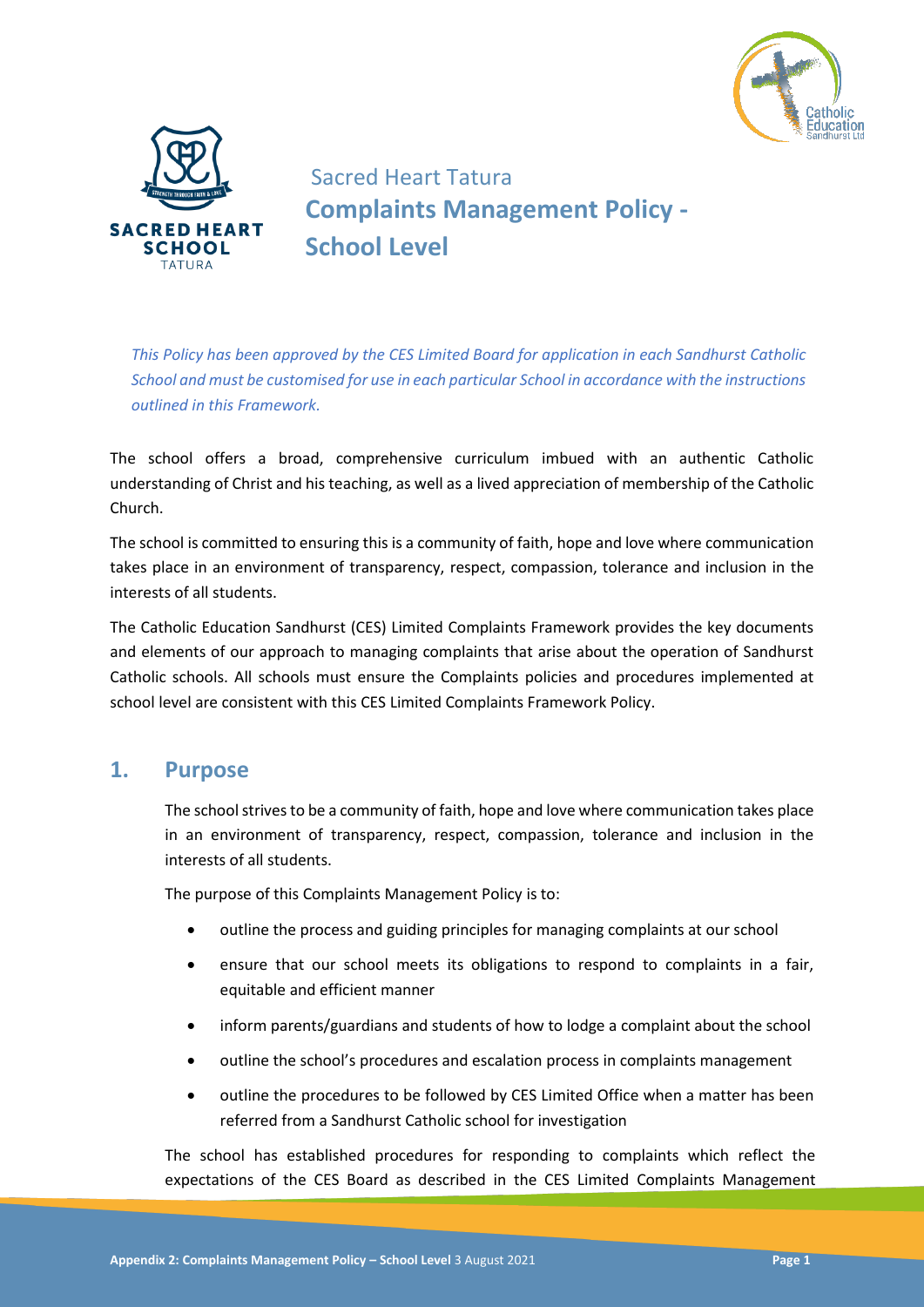Sacred Heart Tatura

# Complaints Management Policy - School Level

*This Policy has been approved by the CES Limited Board for application in each Sandhurst Catholic School and must be customised for use in each particular School in accordance with the instructions outlined in this Framework.*

The school offers a broad, comprehensive curriculum imbued with an authentic Catholic understanding of Christ and his teaching, as well as a lived appreciation of membership of the Catholic Church.

The school is committed to ensuring this is a community of faith, hope and love where communication takes place in an environment of transparency, respect, compassion, tolerance and inclusion in the interests of all students.

The Catholic Education Sandhurst (CES) Limited Complaints Framework provides the key documents and elements of our approach to managing complaints that arise about the operation of Sandhurst Catholic schools. All schools must ensure the Complaints policies and procedures implemented at school level are consistent with this CES Limited Complaints Framework Policy.

## 1. Purpose

The school strives to be a community of faith, hope and love where communication takes place in an environment of transparency, respect, compassion, tolerance and inclusion in the interests of all students.

The purpose of this Complaints Management Policy is to:

- outline the process and guiding principles for managing complaints at our school
- ensure that our school meets its obligations to respond to complaints in a fair, equitable and efficient manner
- inform parents/guardians and students of how to lodge a complaint about the school
- outline the school's procedures and escalation process in complaints management
- outline the procedures to be followed by CES Limited Office when a matter has been referred from a Sandhurst Catholic school for investigation

The school has established procedures for responding to complaints which reflect the expectations of the CES Board as described in the CES Limited Complaints Management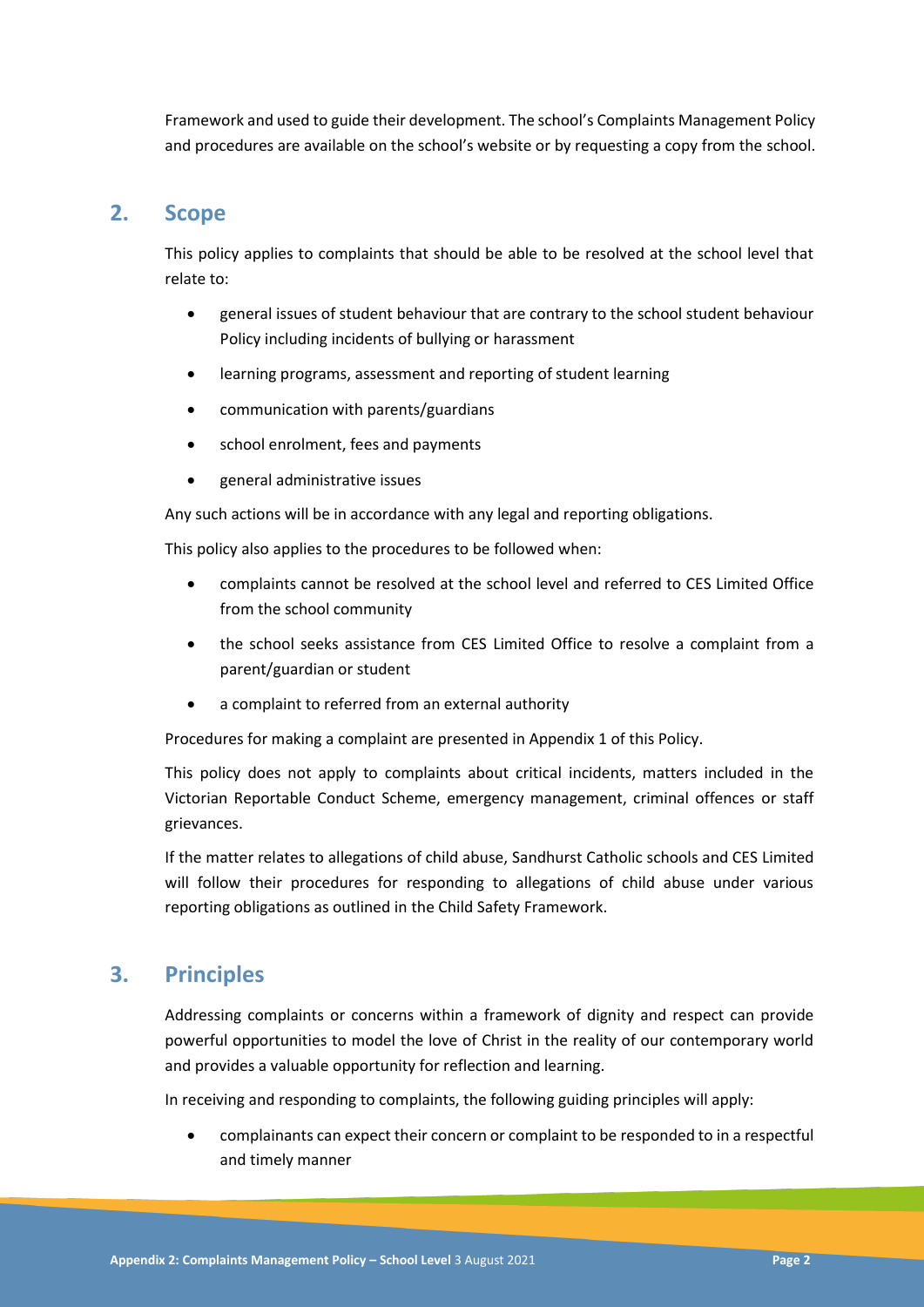Framework and used to guide their development. The school's Complaints Management Policy and procedures are available on the school's website or by requesting a copy from the school.

## 2. Scope

This policy applies to complaints that should be able to be resolved at the school level that relate to:

- general issues of student behaviour that are contrary to the school student behaviour Policy including incidents of bullying or harassment
- learning programs, assessment and reporting of student learning
- communication with parents/guardians
- school enrolment, fees and payments
- general administrative issues

Any such actions will be in accordance with any legal and reporting obligations.

This policy also applies to the procedures to be followed when:

- complaints cannot be resolved at the school level and referred to CES Limited Office from the school community
- the school seeks assistance from CES Limited Office to resolve a complaint from a parent/guardian or student
- a complaint to referred from an external authority

Procedures for making a complaint are presented in Appendix 1 of this Policy.

This policy does not apply to complaints about critical incidents, matters included in the Victorian Reportable Conduct Scheme, emergency management, criminal offences or staff grievances.

If the matter relates to allegations of child abuse, Sandhurst Catholic schools and CES Limited will follow their procedures for responding to allegations of child abuse under various reporting obligations as outlined in the Child Safety Framework.

## 3. Principles

Addressing complaints or concerns within a framework of dignity and respect can provide powerful opportunities to model the love of Christ in the reality of our contemporary world and provides a valuable opportunity for reflection and learning.

In receiving and responding to complaints, the following guiding principles will apply:

- complainants can expect their concern or complaint to be responded to in a respectful and timely manner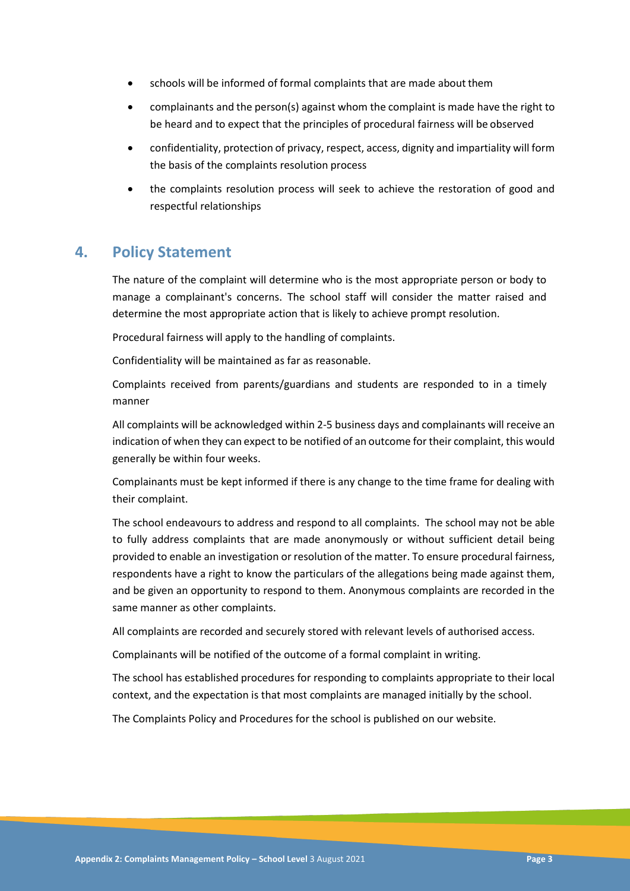- schools will be informed of formal complaints that are made about them
- complainants and the person(s) against whom the complaint is made have the right to be heard and to expect that the principles of procedural fairness will be observed
- confidentiality, protection of privacy, respect, access, dignity and impartiality will form the basis of the complaints resolution process
- the complaints resolution process will seek to achieve the restoration of good and respectful relationships

## 4. Policy Statement

The nature of the complaint will determine who is the most appropriate person or body to manage a complainant's concerns. The school staff will consider the matter raised and determine the most appropriate action that is likely to achieve prompt resolution.

Procedural fairness will apply to the handling of complaints.

Confidentiality will be maintained as far as reasonable.

Complaints received from parents/guardians and students are responded to in a timely manner

All complaints will be acknowledged within 2-5 business days and complainants will receive an indication of when they can expect to be notified of an outcome for their complaint, this would generally be within four weeks.

Complainants must be kept informed if there is any change to the time frame for dealing with their complaint.

The school endeavours to address and respond to all complaints. The school may not be able to fully address complaints that are made anonymously or without sufficient detail being provided to enable an investigation or resolution of the matter. To ensure procedural fairness, respondents have a right to know the particulars of the allegations being made against them, and be given an opportunity to respond to them. Anonymous complaints are recorded in the same manner as other complaints.

All complaints are recorded and securely stored with relevant levels of authorised access.

Complainants will be notified of the outcome of a formal complaint in writing.

The school has established procedures for responding to complaints appropriate to their local context, and the expectation is that most complaints are managed initially by the school.

The Complaints Policy and Procedures for the school is published on our website.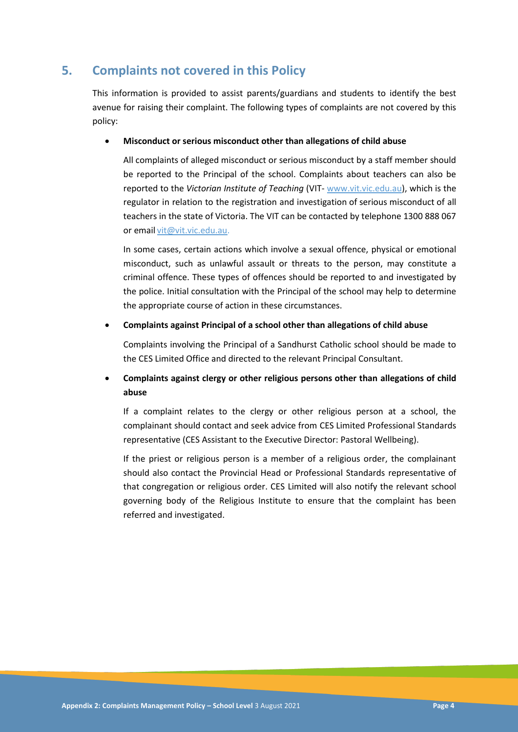## 5. Complaints not covered in this Policy

This information is provided to assist parents/guardians and students to identify the best avenue for raising their complaint. The following types of complaints are not covered by this policy:

- **Misconduct or serious misconduct other than allegations of child abuse**

  All complaints of alleged misconduct or serious misconduct by a staff member should be reported to the Principal of the school. Complaints about teachers can also be reported to the *Victorian Institute of Teaching* (VIT- www.vit.vic.edu.au), which is the regulator in relation to the registration and investigation of serious misconduct of all teachers in the state of Victoria. The VIT can be contacted by telephone 1300 888 067 or email vit@vit.vic.edu.au.

  In some cases, certain actions which involve a sexual offence, physical or emotional misconduct, such as unlawful assault or threats to the person, may constitute a criminal offence. These types of offences should be reported to and investigated by the police. Initial consultation with the Principal of the school may help to determine the appropriate course of action in these circumstances.

- **Complaints against Principal of a school other than allegations of child abuse**

  Complaints involving the Principal of a Sandhurst Catholic school should be made to the CES Limited Office and directed to the relevant Principal Consultant.

- **Complaints against clergy or other religious persons other than allegations of child abuse**

  If a complaint relates to the clergy or other religious person at a school, the complainant should contact and seek advice from CES Limited Professional Standards representative (CES Assistant to the Executive Director: Pastoral Wellbeing).

  If the priest or religious person is a member of a religious order, the complainant should also contact the Provincial Head or Professional Standards representative of that congregation or religious order. CES Limited will also notify the relevant school governing body of the Religious Institute to ensure that the complaint has been referred and investigated.